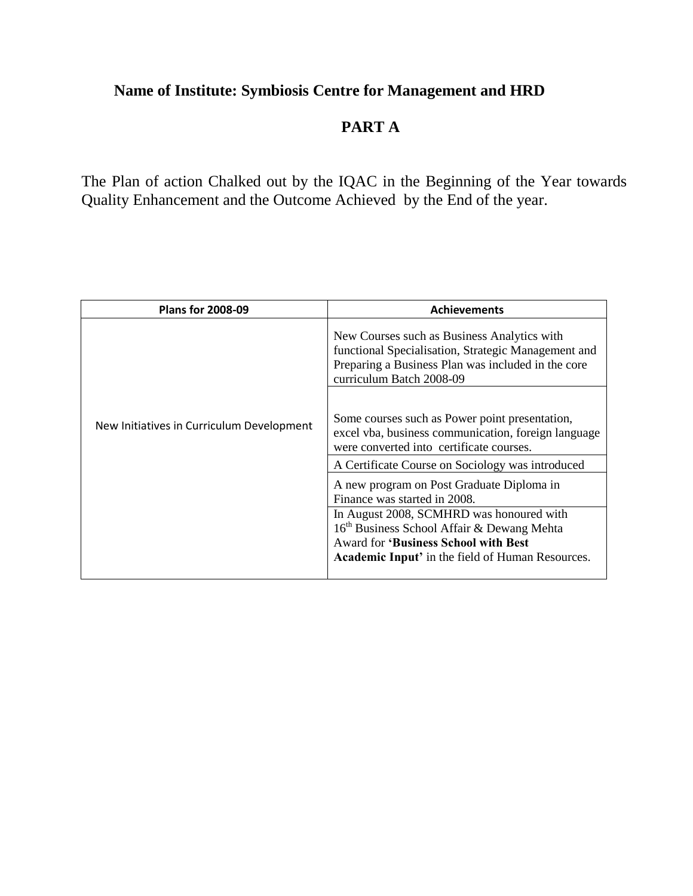**Name of Institute: Symbiosis Centre for Management and HRD**

## PART A

The Plan of action Chalked out by the IQAC in the Beginning of the Year towards Quality Enhancement and the Outcome Achieved by the End of the year.

| Plans for 2008-09 | Achievements |
|---|---|
| New Initiatives in Curriculum Development | New Courses such as Business Analytics with functional Specialisation, Strategic Management and Preparing a Business Plan was included in the core curriculum Batch 2008-09 |
| | Some courses such as Power point presentation, excel vba, business communication, foreign language were converted into certificate courses. |
| | A Certificate Course on Sociology was introduced |
| | A new program on Post Graduate Diploma in Finance was started in 2008. |
| | In August 2008, SCMHRD was honoured with 16th Business School Affair & Dewang Mehta Award for **'Business School with Best Academic Input'** in the field of Human Resources. |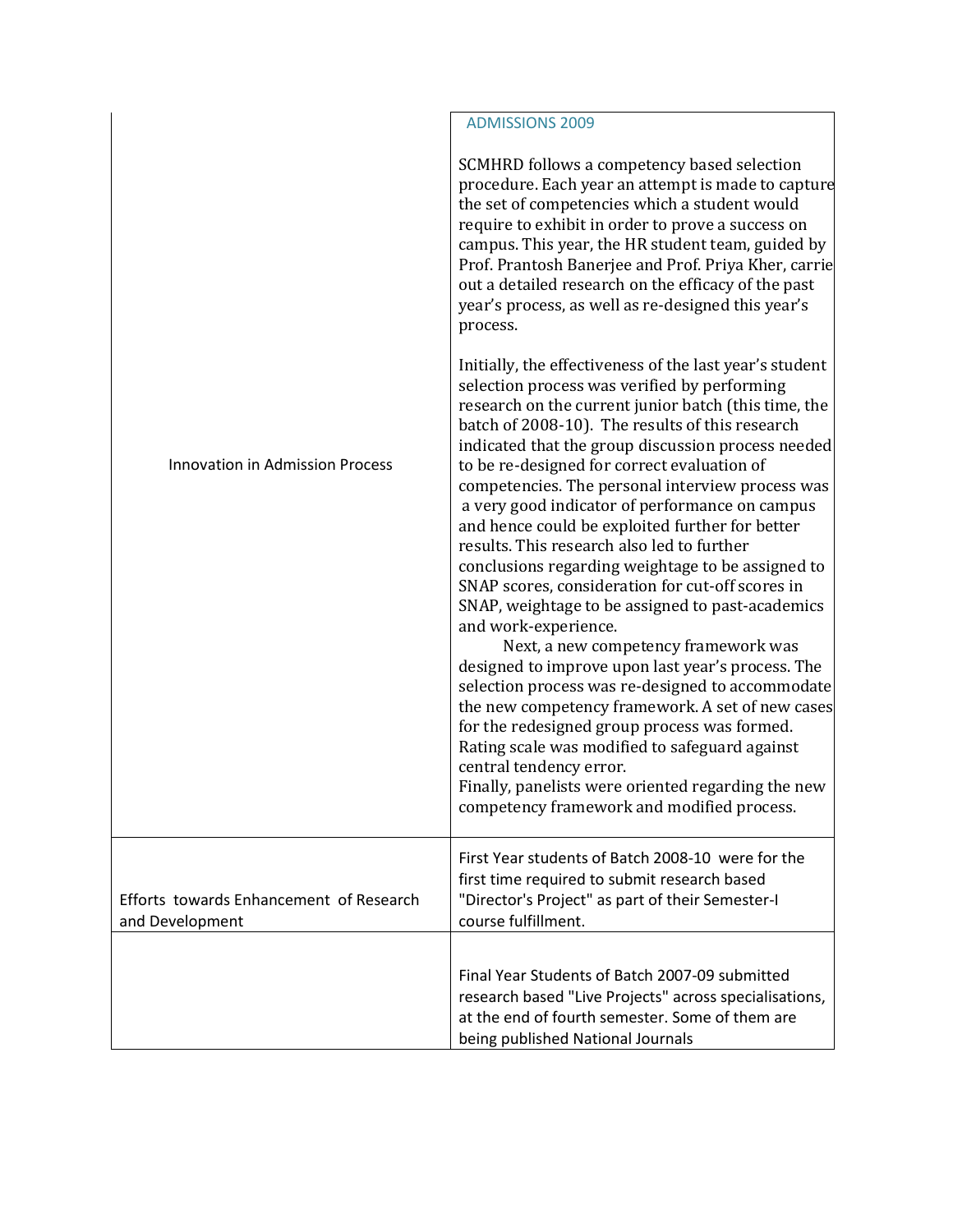| | |
|---|---|
| Innovation in Admission Process | ADMISSIONS 2009<br><br>SCMHRD follows a competency based selection procedure. Each year an attempt is made to capture the set of competencies which a student would require to exhibit in order to prove a success on campus. This year, the HR student team, guided by Prof. Prantosh Banerjee and Prof. Priya Kher, carrie out a detailed research on the efficacy of the past year's process, as well as re-designed this year's process.<br><br>Initially, the effectiveness of the last year's student selection process was verified by performing research on the current junior batch (this time, the batch of 2008-10). The results of this research indicated that the group discussion process needed to be re-designed for correct evaluation of competencies. The personal interview process was a very good indicator of performance on campus and hence could be exploited further for better results. This research also led to further conclusions regarding weightage to be assigned to SNAP scores, consideration for cut-off scores in SNAP, weightage to be assigned to past-academics and work-experience.<br>Next, a new competency framework was designed to improve upon last year's process. The selection process was re-designed to accommodate the new competency framework. A set of new cases for the redesigned group process was formed. Rating scale was modified to safeguard against central tendency error.<br>Finally, panelists were oriented regarding the new competency framework and modified process. |
| Efforts towards Enhancement of Research and Development | First Year students of Batch 2008-10 were for the first time required to submit research based "Director's Project" as part of their Semester-I course fulfillment. |
| | Final Year Students of Batch 2007-09 submitted research based "Live Projects" across specialisations, at the end of fourth semester. Some of them are being published National Journals |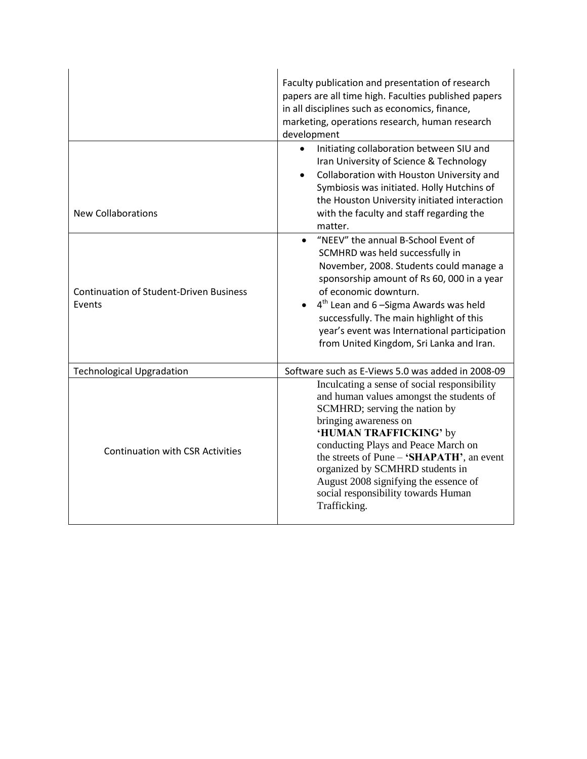| | |
|---|---|
| | Faculty publication and presentation of research papers are all time high. Faculties published papers in all disciplines such as economics, finance, marketing, operations research, human research development |
| New Collaborations | • Initiating collaboration between SIU and Iran University of Science & Technology<br>• Collaboration with Houston University and Symbiosis was initiated. Holly Hutchins of the Houston University initiated interaction with the faculty and staff regarding the matter. |
| Continuation of Student-Driven Business Events | • "NEEV" the annual B-School Event of SCMHRD was held successfully in November, 2008. Students could manage a sponsorship amount of Rs 60, 000 in a year of economic downturn.<br>• 4th Lean and 6 –Sigma Awards was held successfully. The main highlight of this year's event was International participation from United Kingdom, Sri Lanka and Iran. |
| Technological Upgradation | Software such as E-Views 5.0 was added in 2008-09 |
| Continuation with CSR Activities | Inculcating a sense of social responsibility and human values amongst the students of SCMHRD; serving the nation by bringing awareness on **'HUMAN TRAFFICKING'** by conducting Plays and Peace March on the streets of Pune – **'SHAPATH'**, an event organized by SCMHRD students in August 2008 signifying the essence of social responsibility towards Human Trafficking. |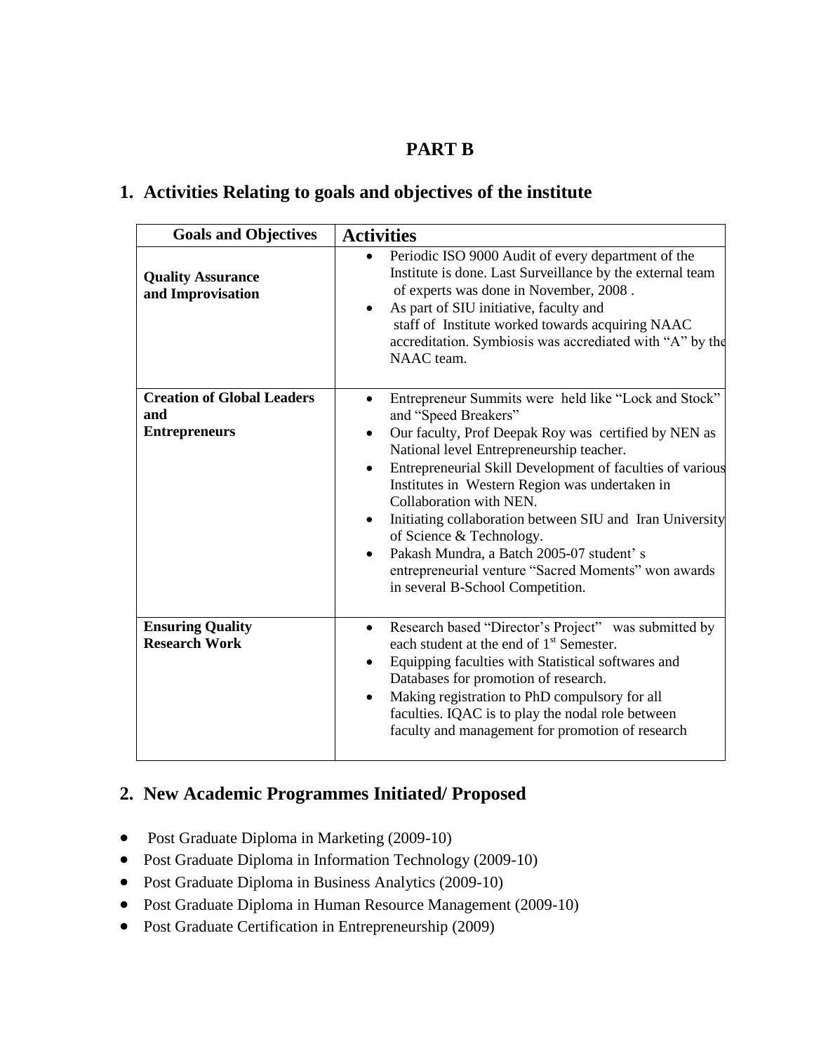# PART B

## 1. Activities Relating to goals and objectives of the institute

| Goals and Objectives | Activities |
| --- | --- |
| **Quality Assurance and Improvisation** | • Periodic ISO 9000 Audit of every department of the Institute is done. Last Surveillance by the external team of experts was done in November, 2008 .<br>• As part of SIU initiative, faculty and staff of Institute worked towards acquiring NAAC accreditation. Symbiosis was accrediated with "A" by the NAAC team. |
| **Creation of Global Leaders and Entrepreneurs** | • Entrepreneur Summits were held like "Lock and Stock" and "Speed Breakers"<br>• Our faculty, Prof Deepak Roy was certified by NEN as National level Entrepreneurship teacher.<br>• Entrepreneurial Skill Development of faculties of various Institutes in Western Region was undertaken in Collaboration with NEN.<br>• Initiating collaboration between SIU and Iran University of Science & Technology.<br>• Pakash Mundra, a Batch 2005-07 student' s entrepreneurial venture "Sacred Moments" won awards in several B-School Competition. |
| **Ensuring Quality Research Work** | • Research based "Director's Project" was submitted by each student at the end of 1st Semester.<br>• Equipping faculties with Statistical softwares and Databases for promotion of research.<br>• Making registration to PhD compulsory for all faculties. IQAC is to play the nodal role between faculty and management for promotion of research |

## 2. New Academic Programmes Initiated/ Proposed

- Post Graduate Diploma in Marketing (2009-10)
- Post Graduate Diploma in Information Technology (2009-10)
- Post Graduate Diploma in Business Analytics (2009-10)
- Post Graduate Diploma in Human Resource Management (2009-10)
- Post Graduate Certification in Entrepreneurship (2009)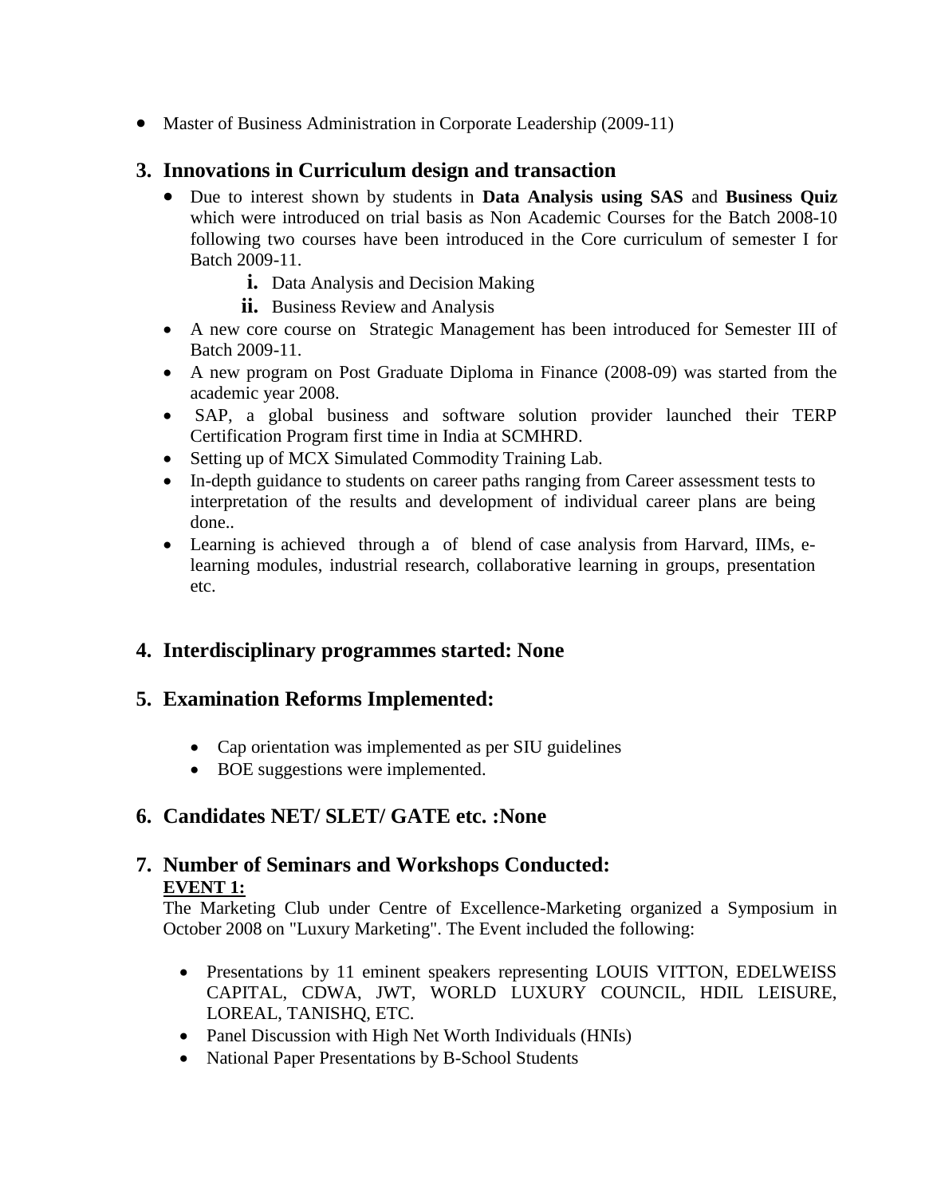- Master of Business Administration in Corporate Leadership (2009-11)

## 3. Innovations in Curriculum design and transaction

- Due to interest shown by students in **Data Analysis using SAS** and **Business Quiz** which were introduced on trial basis as Non Academic Courses for the Batch 2008-10 following two courses have been introduced in the Core curriculum of semester I for Batch 2009-11.
  - **i.** Data Analysis and Decision Making
  - **ii.** Business Review and Analysis
- A new core course on Strategic Management has been introduced for Semester III of Batch 2009-11.
- A new program on Post Graduate Diploma in Finance (2008-09) was started from the academic year 2008.
- SAP, a global business and software solution provider launched their TERP Certification Program first time in India at SCMHRD.
- Setting up of MCX Simulated Commodity Training Lab.
- In-depth guidance to students on career paths ranging from Career assessment tests to interpretation of the results and development of individual career plans are being done..
- Learning is achieved through a of blend of case analysis from Harvard, IIMs, e-learning modules, industrial research, collaborative learning in groups, presentation etc.

## 4. Interdisciplinary programmes started: None

## 5. Examination Reforms Implemented:

- Cap orientation was implemented as per SIU guidelines
- BOE suggestions were implemented.

## 6. Candidates NET/ SLET/ GATE etc. :None

## 7. Number of Seminars and Workshops Conducted:

**EVENT 1:**

The Marketing Club under Centre of Excellence-Marketing organized a Symposium in October 2008 on "Luxury Marketing". The Event included the following:

- Presentations by 11 eminent speakers representing LOUIS VITTON, EDELWEISS CAPITAL, CDWA, JWT, WORLD LUXURY COUNCIL, HDIL LEISURE, LOREAL, TANISHQ, ETC.
- Panel Discussion with High Net Worth Individuals (HNIs)
- National Paper Presentations by B-School Students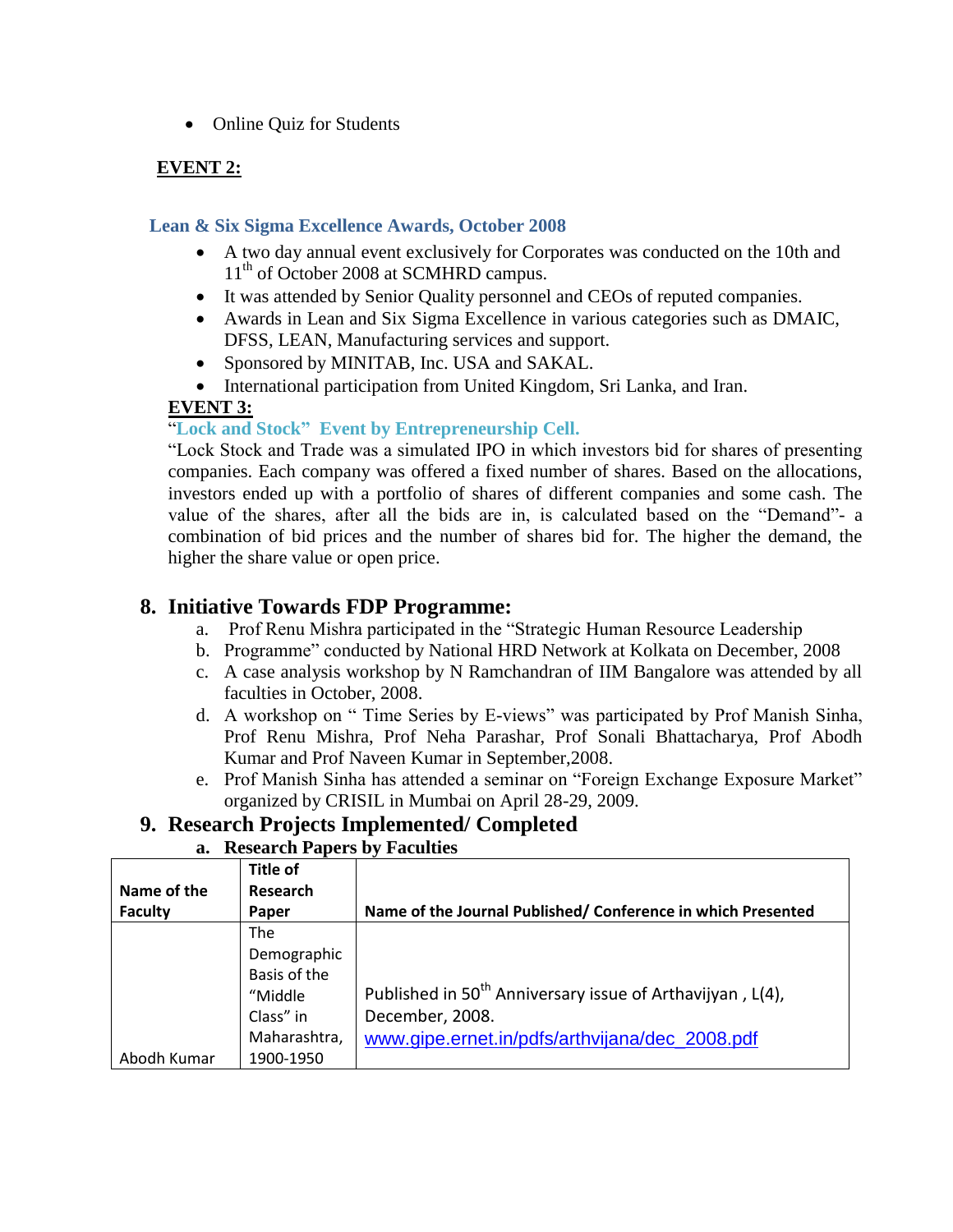- Online Quiz for Students

**EVENT 2:**

**Lean & Six Sigma Excellence Awards, October 2008**

- A two day annual event exclusively for Corporates was conducted on the 10th and 11th of October 2008 at SCMHRD campus.
- It was attended by Senior Quality personnel and CEOs of reputed companies.
- Awards in Lean and Six Sigma Excellence in various categories such as DMAIC, DFSS, LEAN, Manufacturing services and support.
- Sponsored by MINITAB, Inc. USA and SAKAL.
- International participation from United Kingdom, Sri Lanka, and Iran.

**EVENT 3:**

**"Lock and Stock" Event by Entrepreneurship Cell.**

"Lock Stock and Trade was a simulated IPO in which investors bid for shares of presenting companies. Each company was offered a fixed number of shares. Based on the allocations, investors ended up with a portfolio of shares of different companies and some cash. The value of the shares, after all the bids are in, is calculated based on the "Demand"- a combination of bid prices and the number of shares bid for. The higher the demand, the higher the share value or open price.

## 8. Initiative Towards FDP Programme:

a. Prof Renu Mishra participated in the "Strategic Human Resource Leadership
b. Programme" conducted by National HRD Network at Kolkata on December, 2008
c. A case analysis workshop by N Ramchandran of IIM Bangalore was attended by all faculties in October, 2008.
d. A workshop on " Time Series by E-views" was participated by Prof Manish Sinha, Prof Renu Mishra, Prof Neha Parashar, Prof Sonali Bhattacharya, Prof Abodh Kumar and Prof Naveen Kumar in September,2008.
e. Prof Manish Sinha has attended a seminar on "Foreign Exchange Exposure Market" organized by CRISIL in Mumbai on April 28-29, 2009.

## 9. Research Projects Implemented/ Completed

### a. Research Papers by Faculties

| Name of the Faculty | Title of Research Paper | Name of the Journal Published/ Conference in which Presented |
|---|---|---|
| Abodh Kumar | The Demographic Basis of the "Middle Class" in Maharashtra, 1900-1950 | Published in 50th Anniversary issue of Arthavijyan , L(4), December, 2008. www.gipe.ernet.in/pdfs/arthvijana/dec_2008.pdf |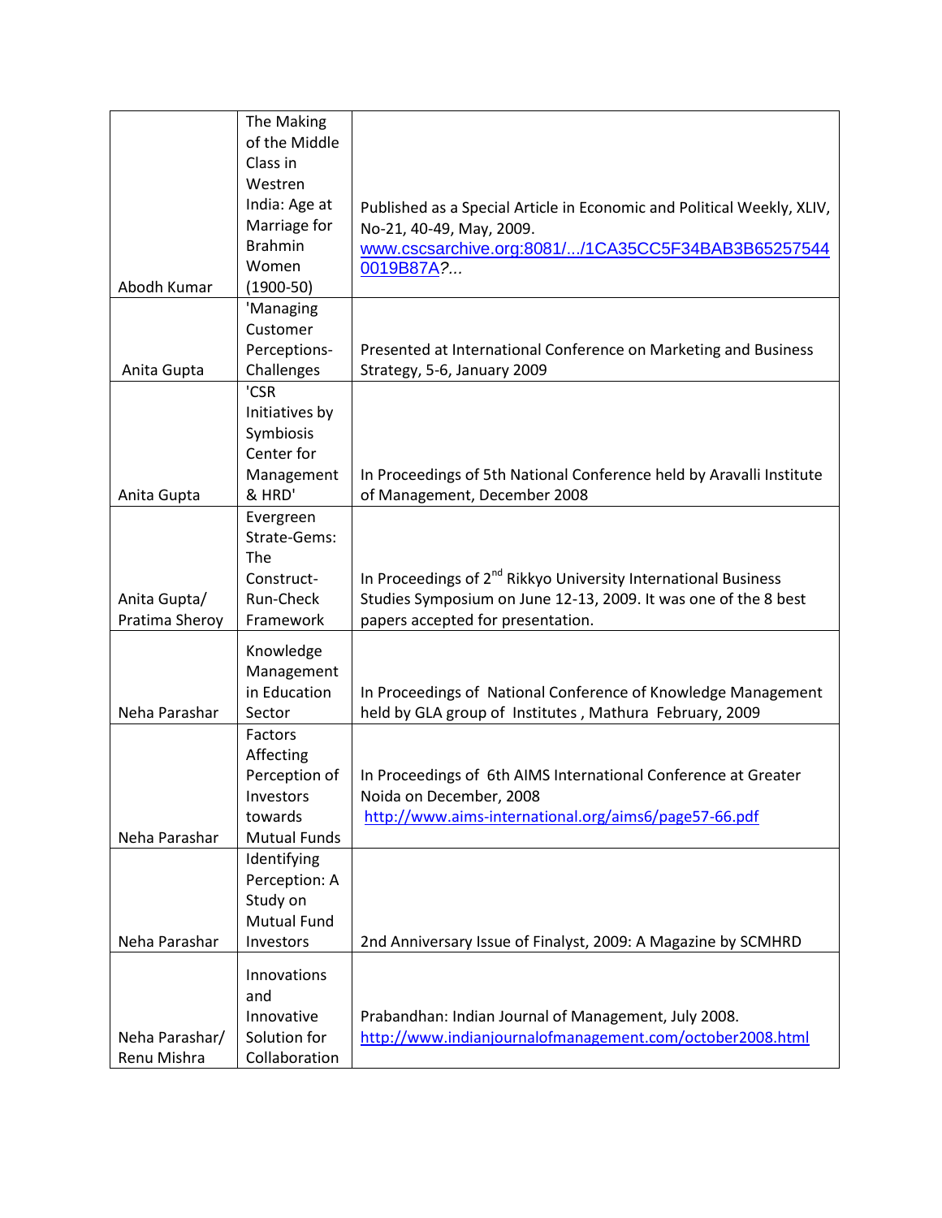| | | |
|---|---|---|
| Abodh Kumar | The Making of the Middle Class in Westren India: Age at Marriage for Brahmin Women (1900-50) | Published as a Special Article in Economic and Political Weekly, XLIV, No-21, 40-49, May, 2009. www.cscsarchive.org:8081/.../1CA35CC5F34BAB3B652575440019B87A?... |
| Anita Gupta | 'Managing Customer Perceptions-Challenges | Presented at International Conference on Marketing and Business Strategy, 5-6, January 2009 |
| Anita Gupta | 'CSR Initiatives by Symbiosis Center for Management & HRD' | In Proceedings of 5th National Conference held by Aravalli Institute of Management, December 2008 |
| Anita Gupta/ Pratima Sheroy | Evergreen Strate-Gems: The Construct-Run-Check Framework | In Proceedings of 2nd Rikkyo University International Business Studies Symposium on June 12-13, 2009. It was one of the 8 best papers accepted for presentation. |
| Neha Parashar | Knowledge Management in Education Sector | In Proceedings of National Conference of Knowledge Management held by GLA group of Institutes , Mathura February, 2009 |
| Neha Parashar | Factors Affecting Perception of Investors towards Mutual Funds | In Proceedings of 6th AIMS International Conference at Greater Noida on December, 2008 http://www.aims-international.org/aims6/page57-66.pdf |
| Neha Parashar | Identifying Perception: A Study on Mutual Fund Investors | 2nd Anniversary Issue of Finalyst, 2009: A Magazine by SCMHRD |
| Neha Parashar/ Renu Mishra | Innovations and Innovative Solution for Collaboration | Prabandhan: Indian Journal of Management, July 2008. http://www.indianjournalofmanagement.com/october2008.html |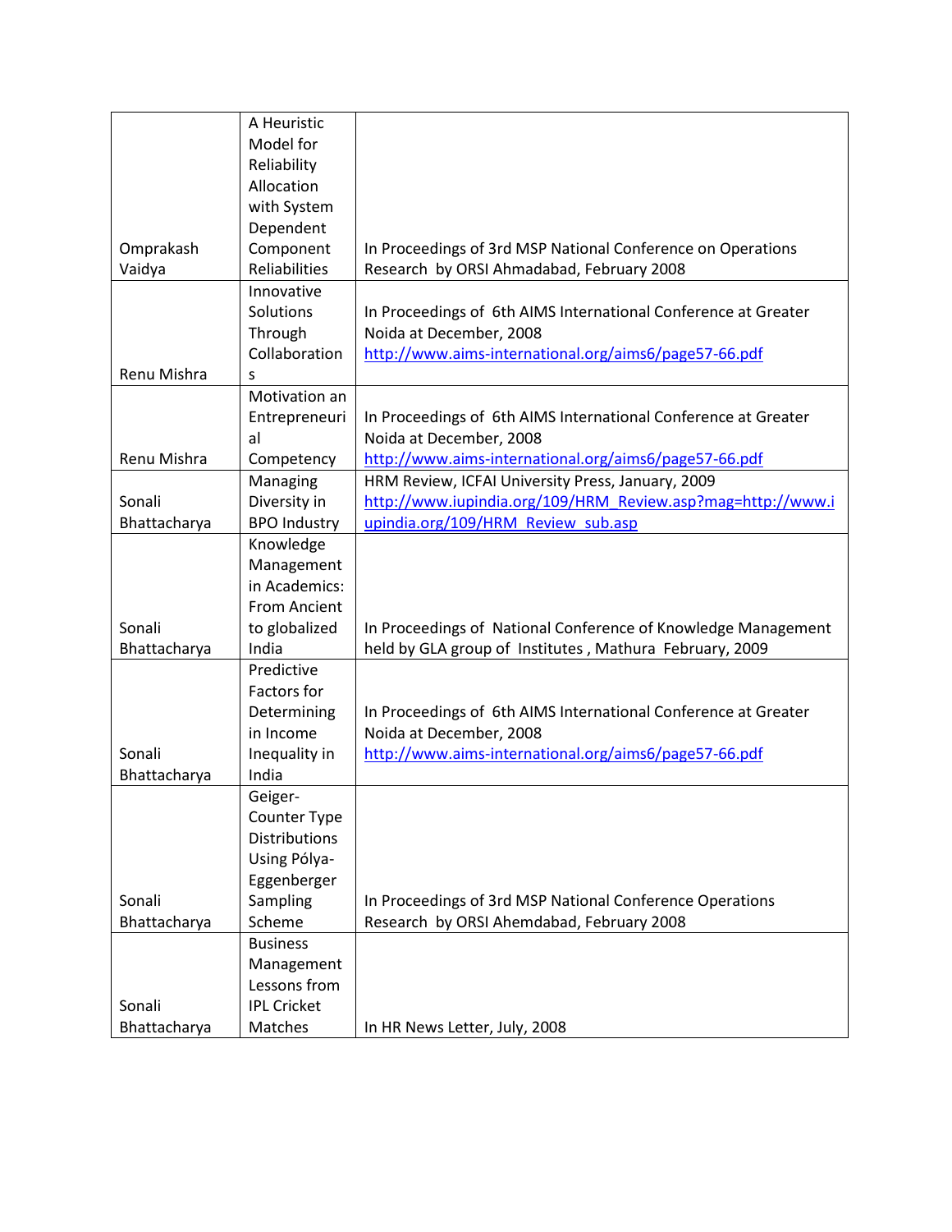| | | |
|---|---|---|
| Omprakash Vaidya | A Heuristic Model for Reliability Allocation with System Dependent Component Reliabilities | In Proceedings of 3rd MSP National Conference on Operations Research by ORSI Ahmadabad, February 2008 |
| Renu Mishra | Innovative Solutions Through Collaborations | In Proceedings of 6th AIMS International Conference at Greater Noida at December, 2008 http://www.aims-international.org/aims6/page57-66.pdf |
| Renu Mishra | Motivation an Entrepreneurial Competency | In Proceedings of 6th AIMS International Conference at Greater Noida at December, 2008 http://www.aims-international.org/aims6/page57-66.pdf |
| Sonali Bhattacharya | Managing Diversity in BPO Industry | HRM Review, ICFAI University Press, January, 2009 http://www.iupindia.org/109/HRM_Review.asp?mag=http://www.iupindia.org/109/HRM_Review_sub.asp |
| Sonali Bhattacharya | Knowledge Management in Academics: From Ancient to globalized India | In Proceedings of National Conference of Knowledge Management held by GLA group of Institutes , Mathura February, 2009 |
| Sonali Bhattacharya | Predictive Factors for Determining in Income Inequality in India | In Proceedings of 6th AIMS International Conference at Greater Noida at December, 2008 http://www.aims-international.org/aims6/page57-66.pdf |
| Sonali Bhattacharya | Geiger-Counter Type Distributions Using Pólya-Eggenberger Sampling Scheme | In Proceedings of 3rd MSP National Conference Operations Research by ORSI Ahemdabad, February 2008 |
| Sonali Bhattacharya | Business Management Lessons from IPL Cricket Matches | In HR News Letter, July, 2008 |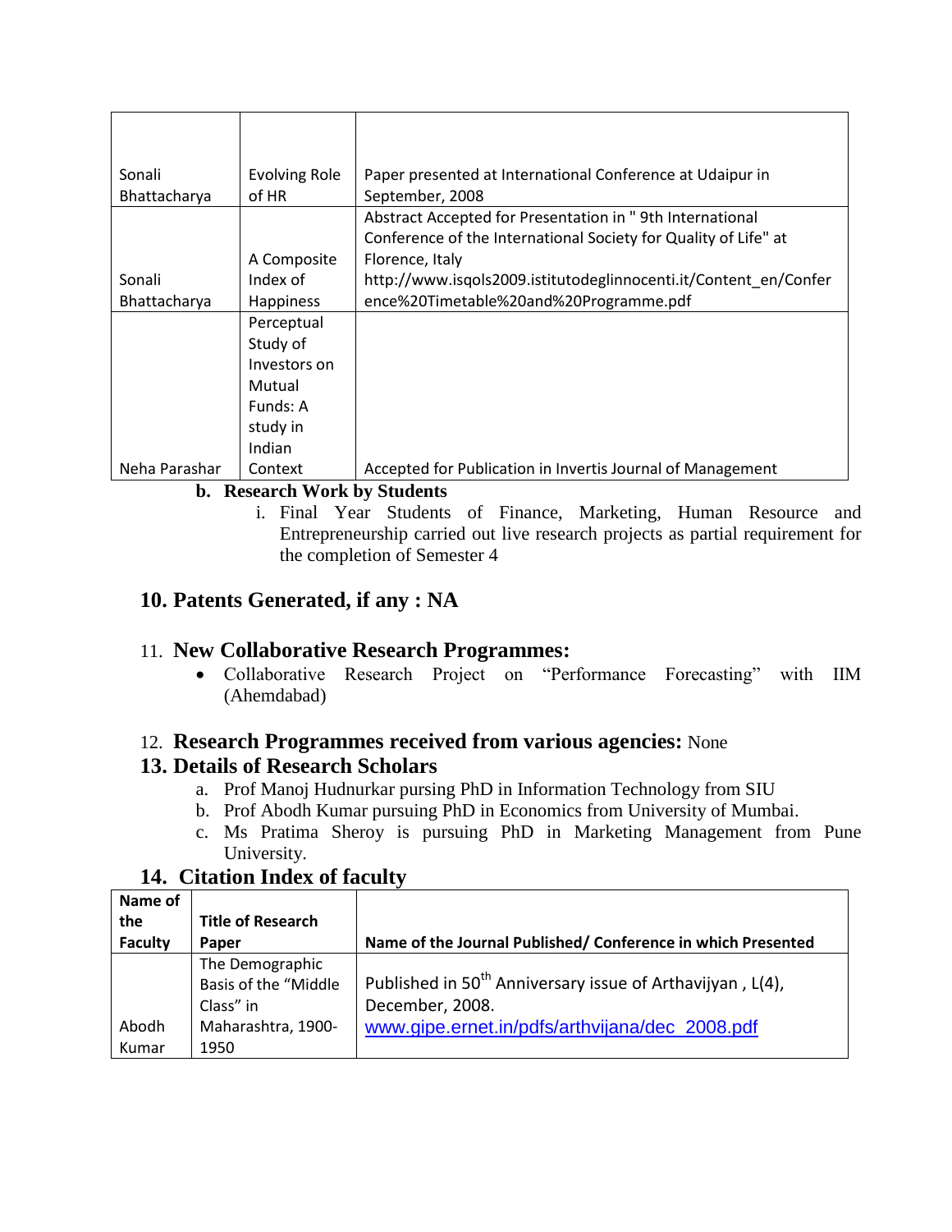| | | |
|---|---|---|
| Sonali Bhattacharya | Evolving Role of HR | Paper presented at International Conference at Udaipur in September, 2008 |
| Sonali Bhattacharya | A Composite Index of Happiness | Abstract Accepted for Presentation in " 9th International Conference of the International Society for Quality of Life" at Florence, Italy http://www.isqols2009.istitutodeglinnocenti.it/Content_en/Conference%20Timetable%20and%20Programme.pdf |
| Neha Parashar | Perceptual Study of Investors on Mutual Funds: A study in Indian Context | Accepted for Publication in Invertis Journal of Management |

**b. Research Work by Students**

i. Final Year Students of Finance, Marketing, Human Resource and Entrepreneurship carried out live research projects as partial requirement for the completion of Semester 4

## 10. Patents Generated, if any : NA

## 11. New Collaborative Research Programmes:

- Collaborative Research Project on "Performance Forecasting" with IIM (Ahemdabad)

## 12. Research Programmes received from various agencies: None

## 13. Details of Research Scholars

a. Prof Manoj Hudnurkar pursing PhD in Information Technology from SIU
b. Prof Abodh Kumar pursuing PhD in Economics from University of Mumbai.
c. Ms Pratima Sheroy is pursuing PhD in Marketing Management from Pune University.

## 14. Citation Index of faculty

| Name of the Faculty | Title of Research Paper | Name of the Journal Published/ Conference in which Presented |
|---|---|---|
| Abodh Kumar | The Demographic Basis of the "Middle Class" in Maharashtra, 1900-1950 | Published in 50th Anniversary issue of Arthavijyan , L(4), December, 2008. www.gipe.ernet.in/pdfs/arthvijana/dec_2008.pdf |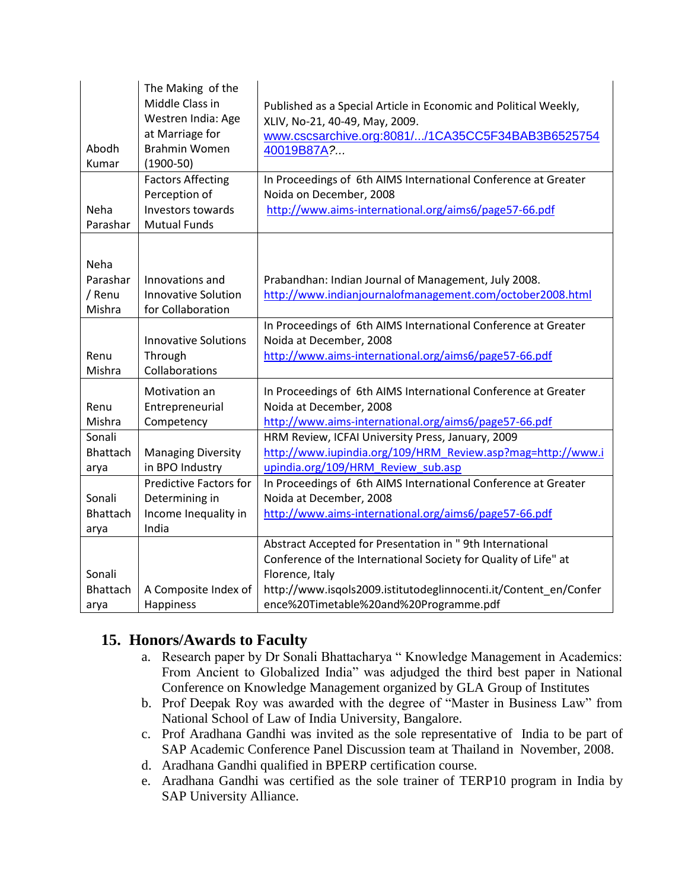| | | |
|---|---|---|
| Abodh Kumar | The Making of the Middle Class in Westren India: Age at Marriage for Brahmin Women (1900-50) | Published as a Special Article in Economic and Political Weekly, XLIV, No-21, 40-49, May, 2009. www.cscsarchive.org:8081/.../1CA35CC5F34BAB3B652575440019B87A?... |
| Neha Parashar | Factors Affecting Perception of Investors towards Mutual Funds | In Proceedings of 6th AIMS International Conference at Greater Noida on December, 2008 http://www.aims-international.org/aims6/page57-66.pdf |
| Neha Parashar / Renu Mishra | Innovations and Innovative Solution for Collaboration | Prabandhan: Indian Journal of Management, July 2008. http://www.indianjournalofmanagement.com/october2008.html |
| Renu Mishra | Innovative Solutions Through Collaborations | In Proceedings of 6th AIMS International Conference at Greater Noida at December, 2008 http://www.aims-international.org/aims6/page57-66.pdf |
| Renu Mishra | Motivation an Entrepreneurial Competency | In Proceedings of 6th AIMS International Conference at Greater Noida at December, 2008 http://www.aims-international.org/aims6/page57-66.pdf |
| Sonali Bhattacharya | Managing Diversity in BPO Industry | HRM Review, ICFAI University Press, January, 2009 http://www.iupindia.org/109/HRM_Review.asp?mag=http://www.iupindia.org/109/HRM_Review_sub.asp |
| Sonali Bhattacharya | Predictive Factors for Determining in Income Inequality in India | In Proceedings of 6th AIMS International Conference at Greater Noida at December, 2008 http://www.aims-international.org/aims6/page57-66.pdf |
| Sonali Bhattacharya | A Composite Index of Happiness | Abstract Accepted for Presentation in " 9th International Conference of the International Society for Quality of Life" at Florence, Italy http://www.isqols2009.istitutodeglinnocenti.it/Content_en/Conference%20Timetable%20and%20Programme.pdf |

## 15. Honors/Awards to Faculty

a. Research paper by Dr Sonali Bhattacharya " Knowledge Management in Academics: From Ancient to Globalized India" was adjudged the third best paper in National Conference on Knowledge Management organized by GLA Group of Institutes
b. Prof Deepak Roy was awarded with the degree of "Master in Business Law" from National School of Law of India University, Bangalore.
c. Prof Aradhana Gandhi was invited as the sole representative of India to be part of SAP Academic Conference Panel Discussion team at Thailand in November, 2008.
d. Aradhana Gandhi qualified in BPERP certification course.
e. Aradhana Gandhi was certified as the sole trainer of TERP10 program in India by SAP University Alliance.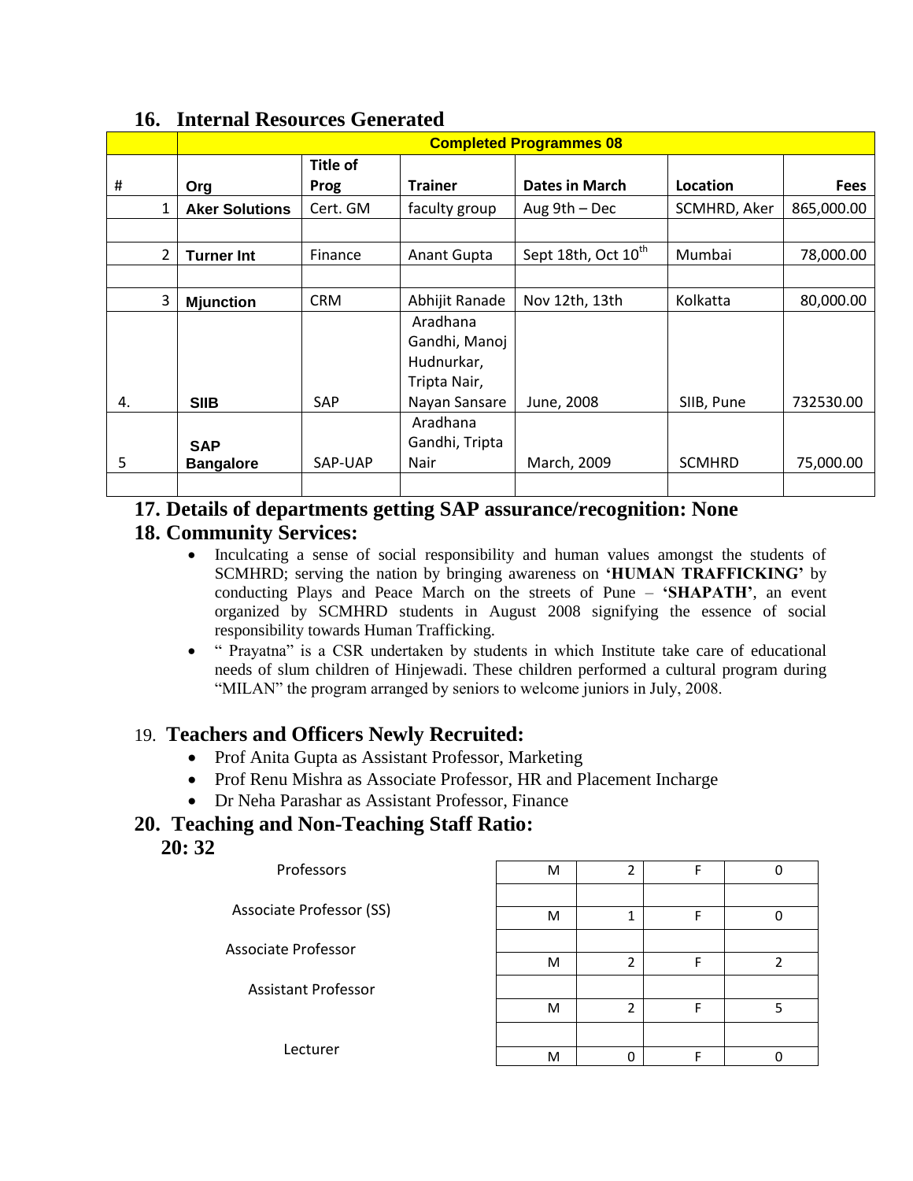## 16. Internal Resources Generated

| | Completed Programmes 08 | | | | | |
|---|---|---|---|---|---|---|
| # | Org | Title of Prog | Trainer | Dates in March | Location | Fees |
| 1 | **Aker Solutions** | Cert. GM | faculty group | Aug 9th – Dec | SCMHRD, Aker | 865,000.00 |
| | | | | | | |
| 2 | **Turner Int** | Finance | Anant Gupta | Sept 18th, Oct 10th | Mumbai | 78,000.00 |
| | | | | | | |
| 3 | **Mjunction** | CRM | Abhijit Ranade | Nov 12th, 13th | Kolkatta | 80,000.00 |
| 4. | **SIIB** | SAP | Aradhana Gandhi, Manoj Hudnurkar, Tripta Nair, Nayan Sansare | June, 2008 | SIIB, Pune | 732530.00 |
| 5 | **SAP Bangalore** | SAP-UAP | Aradhana Gandhi, Tripta Nair | March, 2009 | SCMHRD | 75,000.00 |
| | | | | | | |

## 17. Details of departments getting SAP assurance/recognition: None

## 18. Community Services:

- Inculcating a sense of social responsibility and human values amongst the students of SCMHRD; serving the nation by bringing awareness on **'HUMAN TRAFFICKING'** by conducting Plays and Peace March on the streets of Pune – **'SHAPATH'**, an event organized by SCMHRD students in August 2008 signifying the essence of social responsibility towards Human Trafficking.
- " Prayatna" is a CSR undertaken by students in which Institute take care of educational needs of slum children of Hinjewadi. These children performed a cultural program during "MILAN" the program arranged by seniors to welcome juniors in July, 2008.

## 19. Teachers and Officers Newly Recruited:

- Prof Anita Gupta as Assistant Professor, Marketing
- Prof Renu Mishra as Associate Professor, HR and Placement Incharge
- Dr Neha Parashar as Assistant Professor, Finance

## 20. Teaching and Non-Teaching Staff Ratio:

**20: 32**

| | | | | |
|---|---|---|---|---|
| Professors | M | 2 | F | 0 |
| Associate Professor (SS) | M | 1 | F | 0 |
| Associate Professor | M | 2 | F | 2 |
| Assistant Professor | M | 2 | F | 5 |
| Lecturer | M | 0 | F | 0 |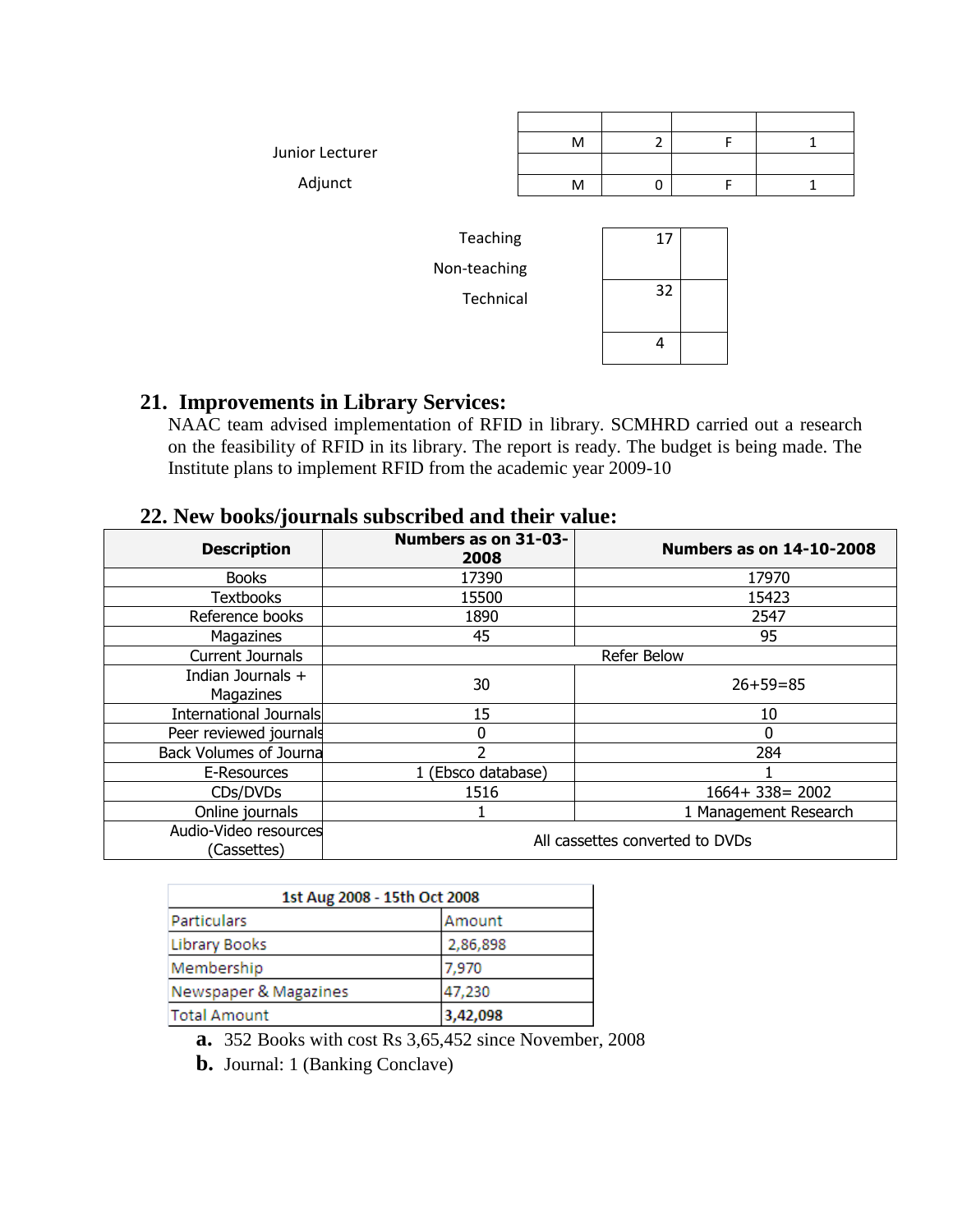| | | | | |
|---|---|---|---|---|
| | | | | |
| Junior Lecturer | M | 2 | F | 1 |
| | | | | |
| Adjunct | M | 0 | F | 1 |

| | | |
|---|---|---|
| Teaching | 17 | |
| Non-teaching | 32 | |
| Technical | 4 | |

## 21. Improvements in Library Services:

NAAC team advised implementation of RFID in library. SCMHRD carried out a research on the feasibility of RFID in its library. The report is ready. The budget is being made. The Institute plans to implement RFID from the academic year 2009-10

## 22. New books/journals subscribed and their value:

| Description | Numbers as on 31-03-2008 | Numbers as on 14-10-2008 |
|---|---|---|
| Books | 17390 | 17970 |
| Textbooks | 15500 | 15423 |
| Reference books | 1890 | 2547 |
| Magazines | 45 | 95 |
| Current Journals | Refer Below | |
| Indian Journals + Magazines | 30 | 26+59=85 |
| International Journals | 15 | 10 |
| Peer reviewed journals | 0 | 0 |
| Back Volumes of Journa | 2 | 284 |
| E-Resources | 1 (Ebsco database) | 1 |
| CDs/DVDs | 1516 | 1664+ 338= 2002 |
| Online journals | 1 | 1 Management Research |
| Audio-Video resources (Cassettes) | All cassettes converted to DVDs | |

| 1st Aug 2008 - 15th Oct 2008 | |
|---|---|
| Particulars | Amount |
| Library Books | 2,86,898 |
| Membership | 7,970 |
| Newspaper & Magazines | 47,230 |
| Total Amount | **3,42,098** |

**a.** 352 Books with cost Rs 3,65,452 since November, 2008

**b.** Journal: 1 (Banking Conclave)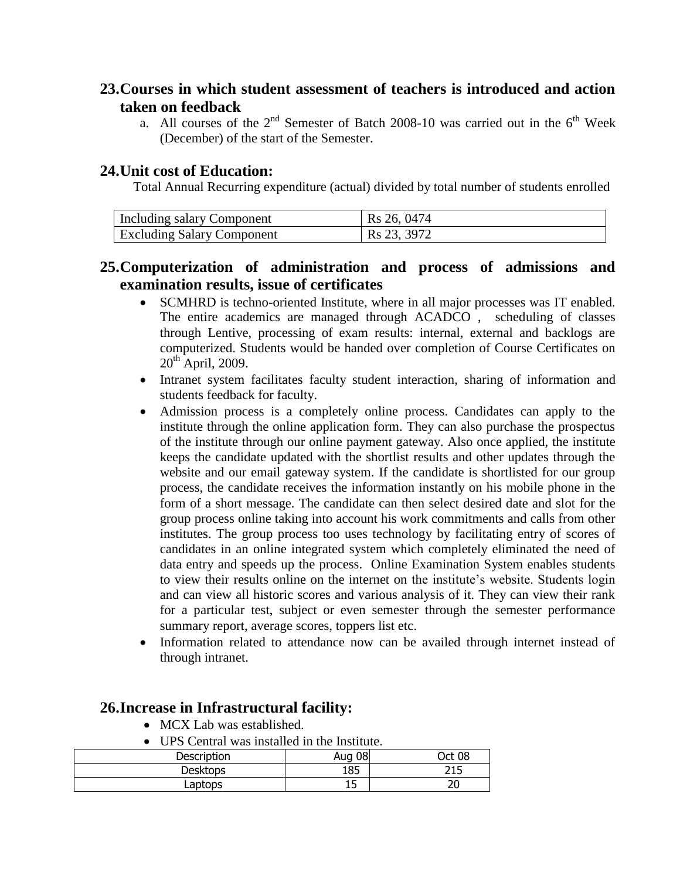## 23. Courses in which student assessment of teachers is introduced and action taken on feedback

a. All courses of the 2nd Semester of Batch 2008-10 was carried out in the 6th Week (December) of the start of the Semester.

## 24. Unit cost of Education:

Total Annual Recurring expenditure (actual) divided by total number of students enrolled

| | |
|---|---|
| Including salary Component | Rs 26, 0474 |
| Excluding Salary Component | Rs 23, 3972 |

## 25. Computerization of administration and process of admissions and examination results, issue of certificates

- SCMHRD is techno-oriented Institute, where in all major processes was IT enabled. The entire academics are managed through ACADCO , scheduling of classes through Lentive, processing of exam results: internal, external and backlogs are computerized. Students would be handed over completion of Course Certificates on 20th April, 2009.
- Intranet system facilitates faculty student interaction, sharing of information and students feedback for faculty.
- Admission process is a completely online process. Candidates can apply to the institute through the online application form. They can also purchase the prospectus of the institute through our online payment gateway. Also once applied, the institute keeps the candidate updated with the shortlist results and other updates through the website and our email gateway system. If the candidate is shortlisted for our group process, the candidate receives the information instantly on his mobile phone in the form of a short message. The candidate can then select desired date and slot for the group process online taking into account his work commitments and calls from other institutes. The group process too uses technology by facilitating entry of scores of candidates in an online integrated system which completely eliminated the need of data entry and speeds up the process. Online Examination System enables students to view their results online on the internet on the institute's website. Students login and can view all historic scores and various analysis of it. They can view their rank for a particular test, subject or even semester through the semester performance summary report, average scores, toppers list etc.
- Information related to attendance now can be availed through internet instead of through intranet.

## 26. Increase in Infrastructural facility:

- MCX Lab was established.
- UPS Central was installed in the Institute.

| Description | Aug 08 | Oct 08 |
|---|---|---|
| Desktops | 185 | 215 |
| Laptops | 15 | 20 |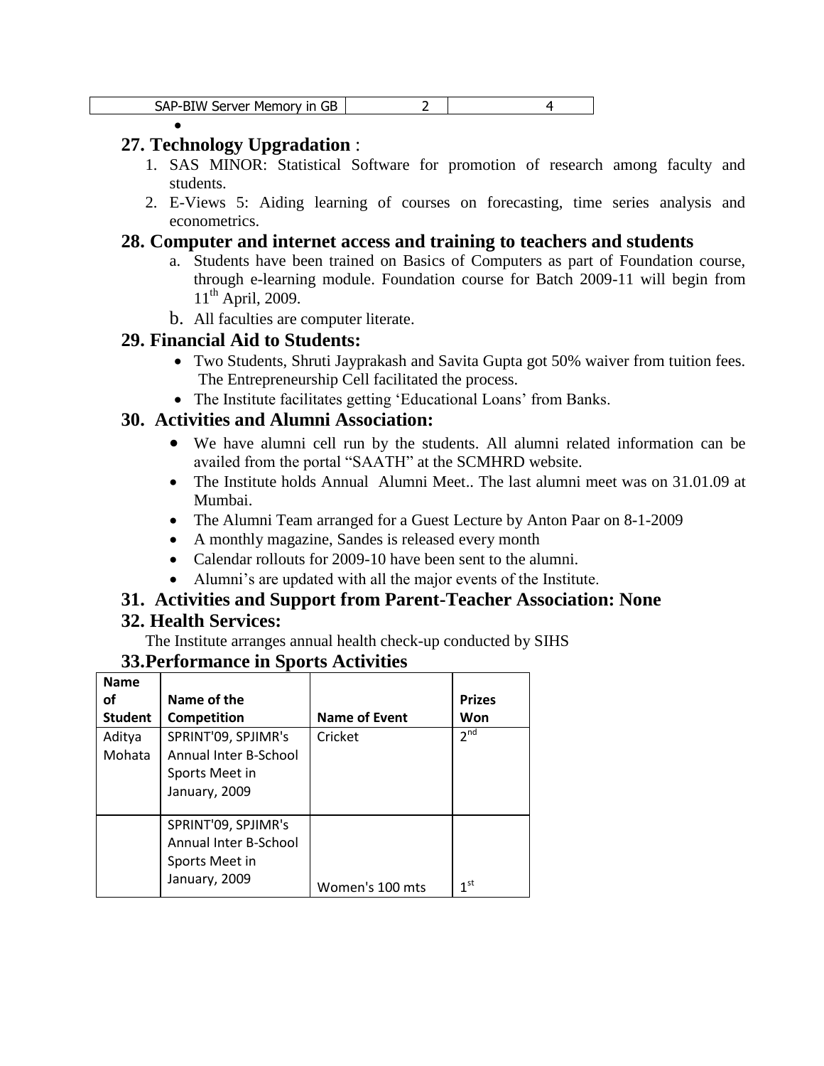| | | |
|---|---|---|
| SAP-BIW Server Memory in GB | 2 | 4 |

## 27. Technology Upgradation :

1. SAS MINOR: Statistical Software for promotion of research among faculty and students.
2. E-Views 5: Aiding learning of courses on forecasting, time series analysis and econometrics.

## 28. Computer and internet access and training to teachers and students

a. Students have been trained on Basics of Computers as part of Foundation course, through e-learning module. Foundation course for Batch 2009-11 will begin from 11th April, 2009.

b. All faculties are computer literate.

## 29. Financial Aid to Students:

- Two Students, Shruti Jayprakash and Savita Gupta got 50% waiver from tuition fees. The Entrepreneurship Cell facilitated the process.
- The Institute facilitates getting 'Educational Loans' from Banks.

## 30. Activities and Alumni Association:

- We have alumni cell run by the students. All alumni related information can be availed from the portal "SAATH" at the SCMHRD website.
- The Institute holds Annual Alumni Meet.. The last alumni meet was on 31.01.09 at Mumbai.
- The Alumni Team arranged for a Guest Lecture by Anton Paar on 8-1-2009
- A monthly magazine, Sandes is released every month
- Calendar rollouts for 2009-10 have been sent to the alumni.
- Alumni's are updated with all the major events of the Institute.

## 31. Activities and Support from Parent-Teacher Association: None

## 32. Health Services:

The Institute arranges annual health check-up conducted by SIHS

## 33. Performance in Sports Activities

| Name of Student | Name of the Competition | Name of Event | Prizes Won |
|---|---|---|---|
| Aditya Mohata | SPRINT'09, SPJIMR's Annual Inter B-School Sports Meet in January, 2009 | Cricket | 2nd |
| | SPRINT'09, SPJIMR's Annual Inter B-School Sports Meet in January, 2009 | Women's 100 mts | 1st |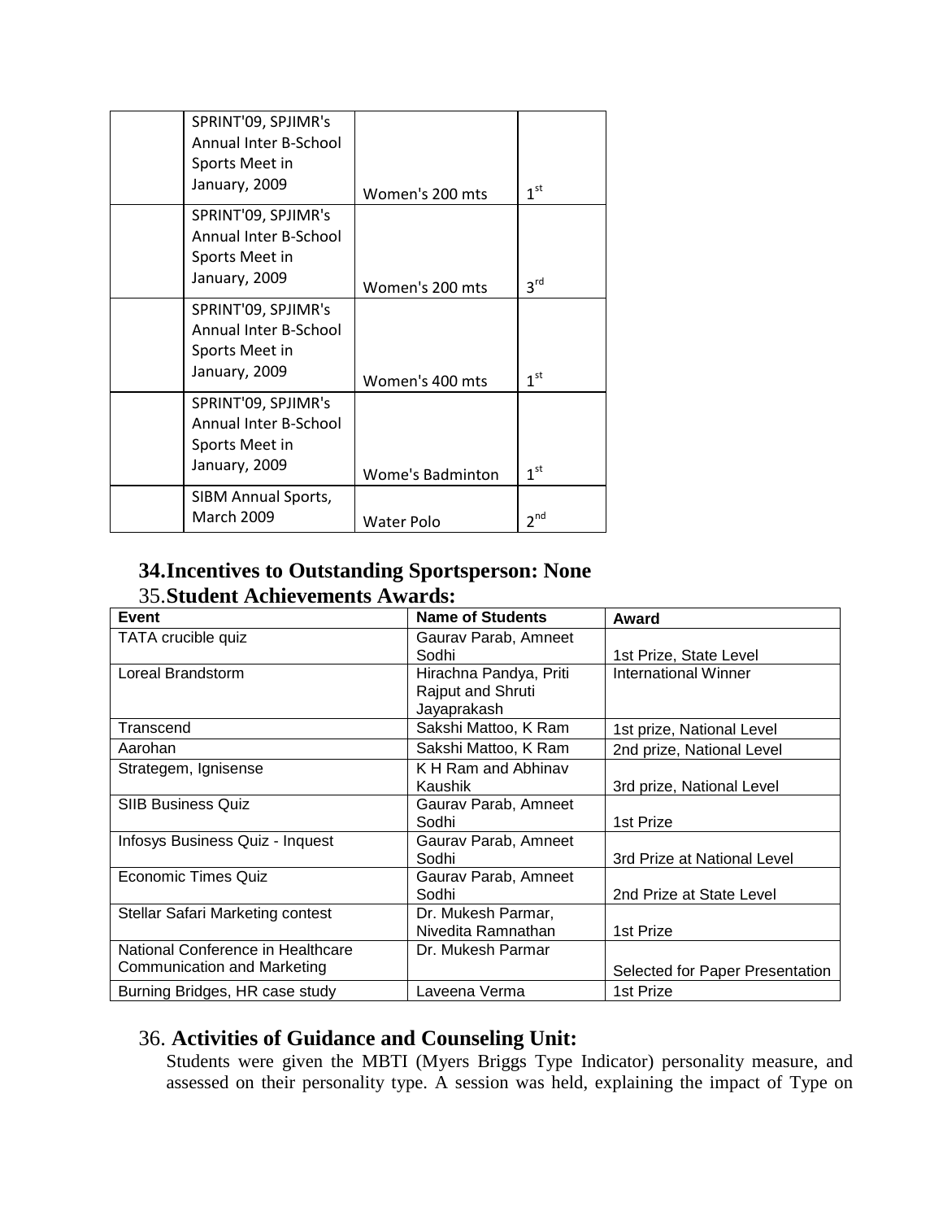| | | | |
|---|---|---|---|
| | SPRINT'09, SPJIMR's Annual Inter B-School Sports Meet in January, 2009 | Women's 200 mts | 1[st] |
| | SPRINT'09, SPJIMR's Annual Inter B-School Sports Meet in January, 2009 | Women's 200 mts | 3[rd] |
| | SPRINT'09, SPJIMR's Annual Inter B-School Sports Meet in January, 2009 | Women's 400 mts | 1[st] |
| | SPRINT'09, SPJIMR's Annual Inter B-School Sports Meet in January, 2009 | Wome's Badminton | 1[st] |
| | SIBM Annual Sports, March 2009 | Water Polo | 2[nd] |

## 34. Incentives to Outstanding Sportsperson: None

## 35. Student Achievements Awards:

| Event | Name of Students | Award |
|---|---|---|
| TATA crucible quiz | Gaurav Parab, Amneet Sodhi | 1st Prize, State Level |
| Loreal Brandstorm | Hirachna Pandya, Priti Rajput and Shruti Jayaprakash | International Winner |
| Transcend | Sakshi Mattoo, K Ram | 1st prize, National Level |
| Aarohan | Sakshi Mattoo, K Ram | 2nd prize, National Level |
| Strategem, Ignisense | K H Ram and Abhinav Kaushik | 3rd prize, National Level |
| SIIB Business Quiz | Gaurav Parab, Amneet Sodhi | 1st Prize |
| Infosys Business Quiz - Inquest | Gaurav Parab, Amneet Sodhi | 3rd Prize at National Level |
| Economic Times Quiz | Gaurav Parab, Amneet Sodhi | 2nd Prize at State Level |
| Stellar Safari Marketing contest | Dr. Mukesh Parmar, Nivedita Ramnathan | 1st Prize |
| National Conference in Healthcare Communication and Marketing | Dr. Mukesh Parmar | Selected for Paper Presentation |
| Burning Bridges, HR case study | Laveena Verma | 1st Prize |

## 36. Activities of Guidance and Counseling Unit:

Students were given the MBTI (Myers Briggs Type Indicator) personality measure, and assessed on their personality type. A session was held, explaining the impact of Type on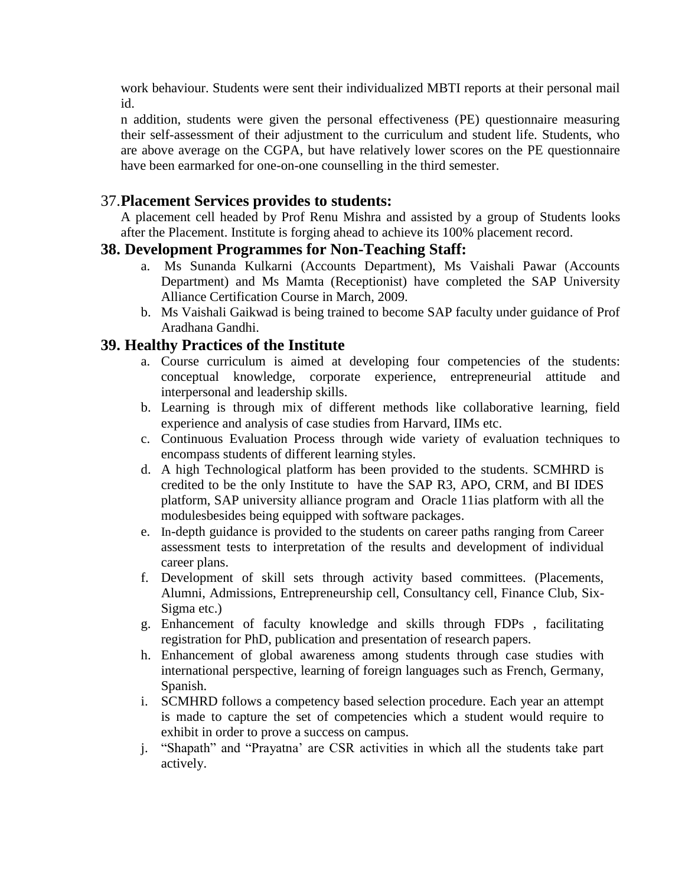work behaviour. Students were sent their individualized MBTI reports at their personal mail id.

n addition, students were given the personal effectiveness (PE) questionnaire measuring their self-assessment of their adjustment to the curriculum and student life. Students, who are above average on the CGPA, but have relatively lower scores on the PE questionnaire have been earmarked for one-on-one counselling in the third semester.

## 37. **Placement Services provides to students:**

A placement cell headed by Prof Renu Mishra and assisted by a group of Students looks after the Placement. Institute is forging ahead to achieve its 100% placement record.

## 38. Development Programmes for Non-Teaching Staff:

a. Ms Sunanda Kulkarni (Accounts Department), Ms Vaishali Pawar (Accounts Department) and Ms Mamta (Receptionist) have completed the SAP University Alliance Certification Course in March, 2009.

b. Ms Vaishali Gaikwad is being trained to become SAP faculty under guidance of Prof Aradhana Gandhi.

## 39. Healthy Practices of the Institute

a. Course curriculum is aimed at developing four competencies of the students: conceptual knowledge, corporate experience, entrepreneurial attitude and interpersonal and leadership skills.

b. Learning is through mix of different methods like collaborative learning, field experience and analysis of case studies from Harvard, IIMs etc.

c. Continuous Evaluation Process through wide variety of evaluation techniques to encompass students of different learning styles.

d. A high Technological platform has been provided to the students. SCMHRD is credited to be the only Institute to have the SAP R3, APO, CRM, and BI IDES platform, SAP university alliance program and Oracle 11ias platform with all the modulesbesides being equipped with software packages.

e. In-depth guidance is provided to the students on career paths ranging from Career assessment tests to interpretation of the results and development of individual career plans.

f. Development of skill sets through activity based committees. (Placements, Alumni, Admissions, Entrepreneurship cell, Consultancy cell, Finance Club, Six-Sigma etc.)

g. Enhancement of faculty knowledge and skills through FDPs , facilitating registration for PhD, publication and presentation of research papers.

h. Enhancement of global awareness among students through case studies with international perspective, learning of foreign languages such as French, Germany, Spanish.

i. SCMHRD follows a competency based selection procedure. Each year an attempt is made to capture the set of competencies which a student would require to exhibit in order to prove a success on campus.

j. “Shapath” and “Prayatna’ are CSR activities in which all the students take part actively.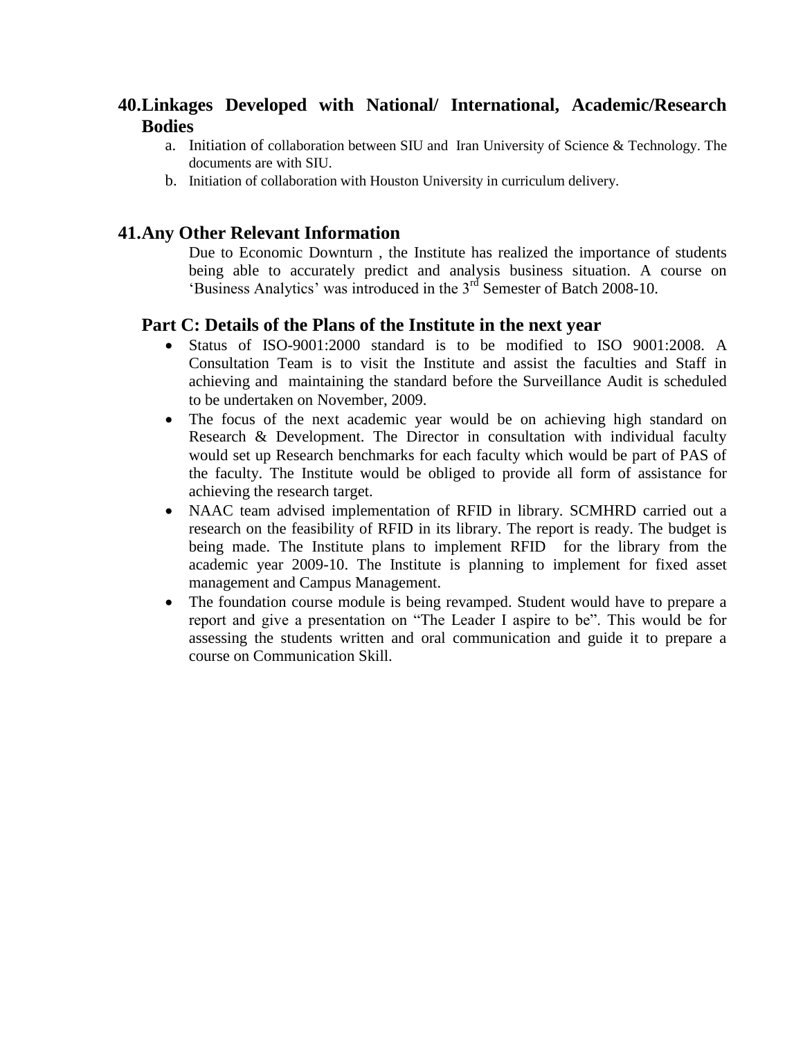## 40. Linkages Developed with National/ International, Academic/Research Bodies

a. Initiation of collaboration between SIU and Iran University of Science & Technology. The documents are with SIU.
b. Initiation of collaboration with Houston University in curriculum delivery.

## 41. Any Other Relevant Information

Due to Economic Downturn , the Institute has realized the importance of students being able to accurately predict and analysis business situation. A course on 'Business Analytics' was introduced in the 3rd Semester of Batch 2008-10.

## Part C: Details of the Plans of the Institute in the next year

- Status of ISO-9001:2000 standard is to be modified to ISO 9001:2008. A Consultation Team is to visit the Institute and assist the faculties and Staff in achieving and maintaining the standard before the Surveillance Audit is scheduled to be undertaken on November, 2009.
- The focus of the next academic year would be on achieving high standard on Research & Development. The Director in consultation with individual faculty would set up Research benchmarks for each faculty which would be part of PAS of the faculty. The Institute would be obliged to provide all form of assistance for achieving the research target.
- NAAC team advised implementation of RFID in library. SCMHRD carried out a research on the feasibility of RFID in its library. The report is ready. The budget is being made. The Institute plans to implement RFID for the library from the academic year 2009-10. The Institute is planning to implement for fixed asset management and Campus Management.
- The foundation course module is being revamped. Student would have to prepare a report and give a presentation on "The Leader I aspire to be". This would be for assessing the students written and oral communication and guide it to prepare a course on Communication Skill.